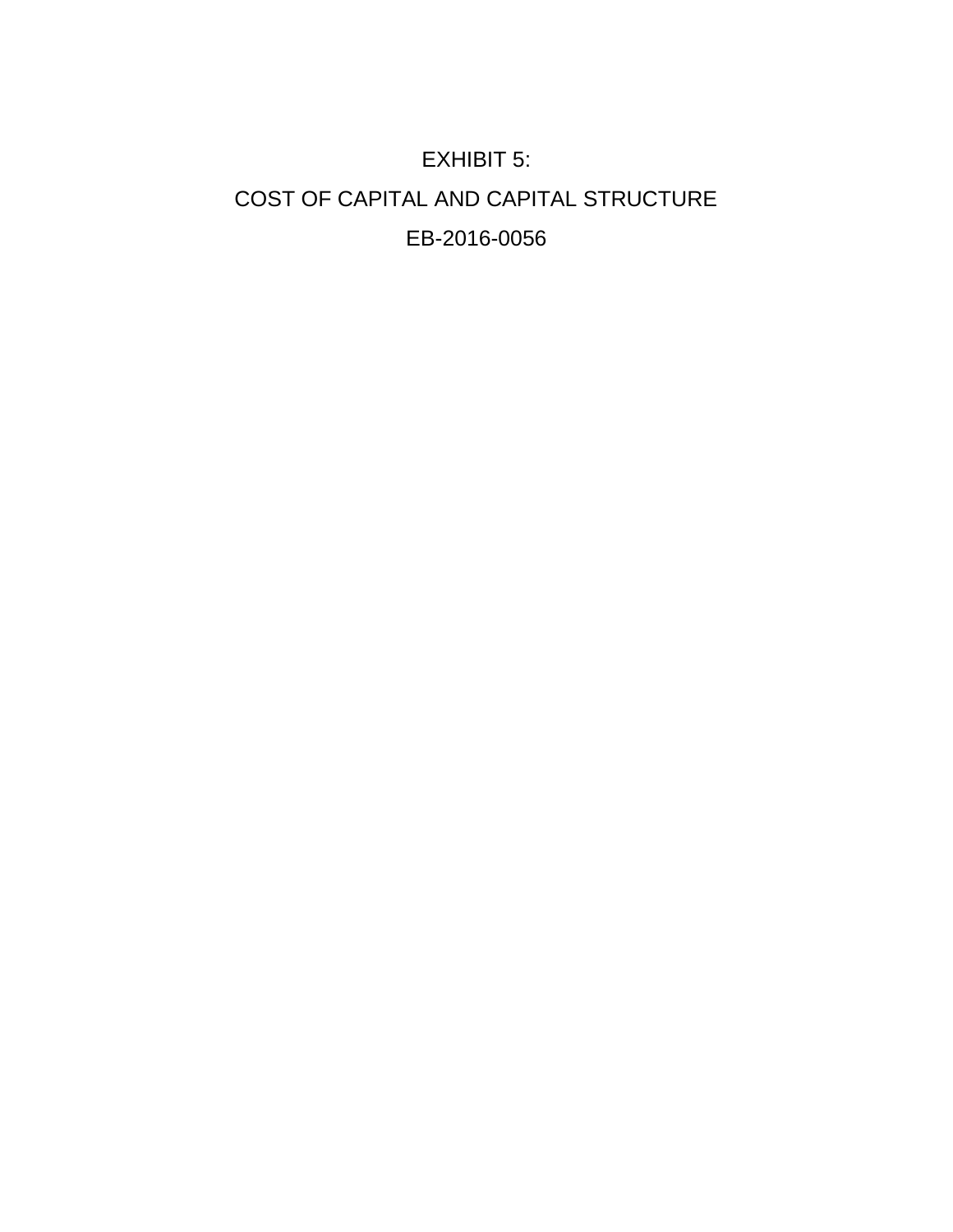# EXHIBIT 5:

# COST OF CAPITAL AND CAPITAL STRUCTURE

# EB-2016-0056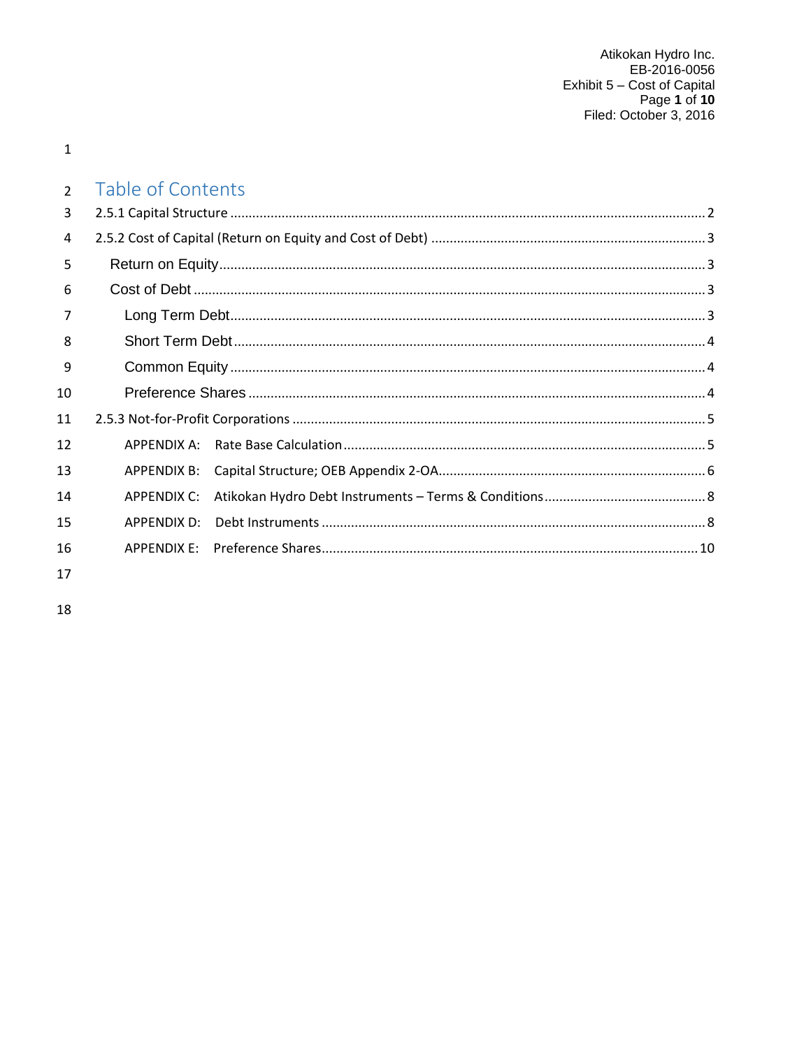# Table of Contents

2.5.1 Capital Structure ........ 2

2.5.2 Cost of Capital (Return on Equity and Cost of Debt) ........ 3

- Return on Equity ........ 3
- Cost of Debt ........ 3
  - Long Term Debt ........ 3
  - Short Term Debt ........ 4
  - Common Equity ........ 4
  - Preference Shares ........ 4

2.5.3 Not-for-Profit Corporations ........ 5

- APPENDIX A: Rate Base Calculation ........ 5
- APPENDIX B: Capital Structure; OEB Appendix 2-OA ........ 6
- APPENDIX C: Atikokan Hydro Debt Instruments – Terms & Conditions ........ 8
- APPENDIX D: Debt Instruments ........ 8
- APPENDIX E: Preference Shares ........ 10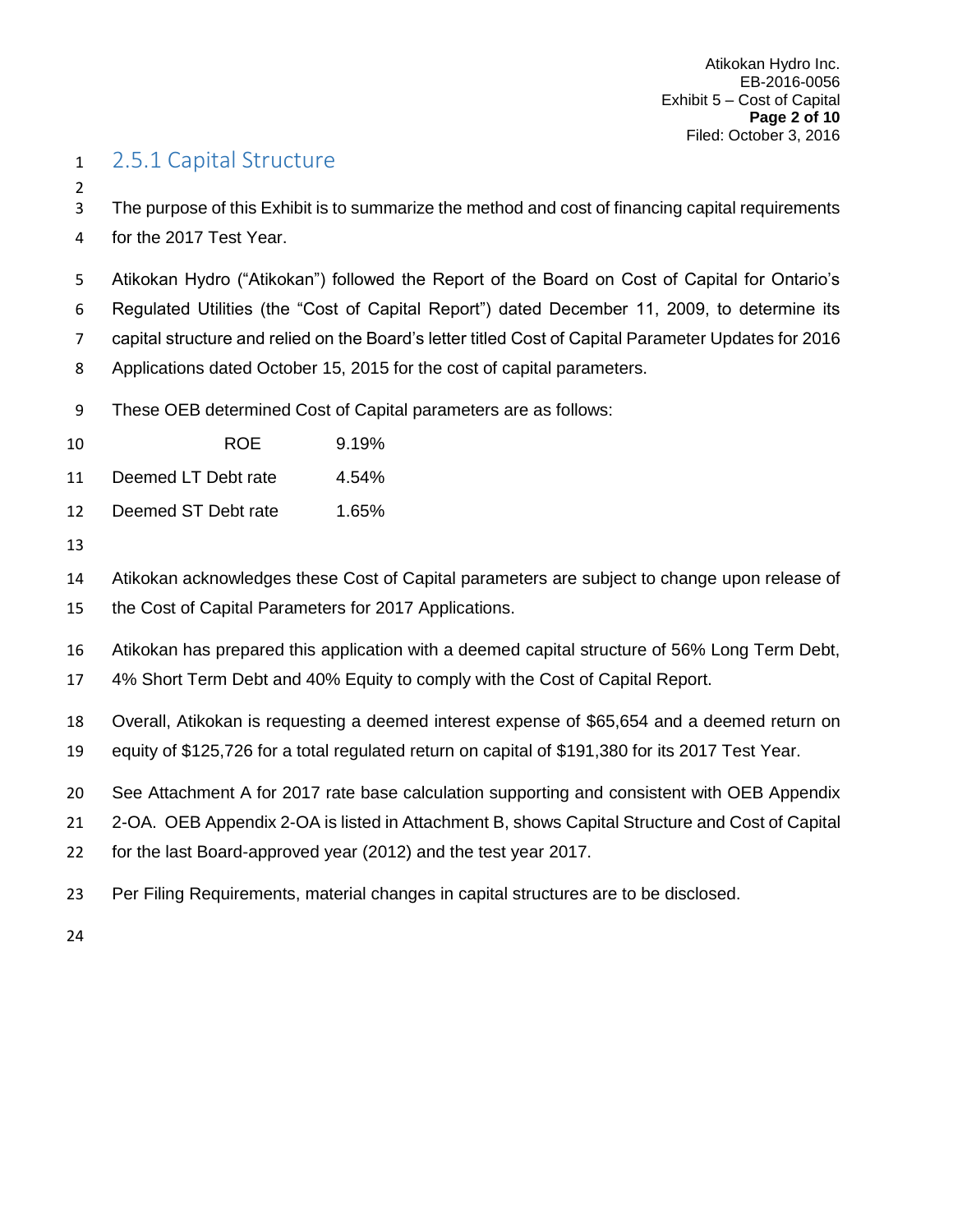## 2.5.1 Capital Structure

The purpose of this Exhibit is to summarize the method and cost of financing capital requirements for the 2017 Test Year.

Atikokan Hydro ("Atikokan") followed the Report of the Board on Cost of Capital for Ontario's Regulated Utilities (the "Cost of Capital Report") dated December 11, 2009, to determine its capital structure and relied on the Board's letter titled Cost of Capital Parameter Updates for 2016 Applications dated October 15, 2015 for the cost of capital parameters.

These OEB determined Cost of Capital parameters are as follows:

| | |
|---|---|
| ROE | 9.19% |
| Deemed LT Debt rate | 4.54% |
| Deemed ST Debt rate | 1.65% |

Atikokan acknowledges these Cost of Capital parameters are subject to change upon release of the Cost of Capital Parameters for 2017 Applications.

Atikokan has prepared this application with a deemed capital structure of 56% Long Term Debt, 4% Short Term Debt and 40% Equity to comply with the Cost of Capital Report.

Overall, Atikokan is requesting a deemed interest expense of $65,654 and a deemed return on equity of $125,726 for a total regulated return on capital of $191,380 for its 2017 Test Year.

See Attachment A for 2017 rate base calculation supporting and consistent with OEB Appendix 2-OA. OEB Appendix 2-OA is listed in Attachment B, shows Capital Structure and Cost of Capital for the last Board-approved year (2012) and the test year 2017.

Per Filing Requirements, material changes in capital structures are to be disclosed.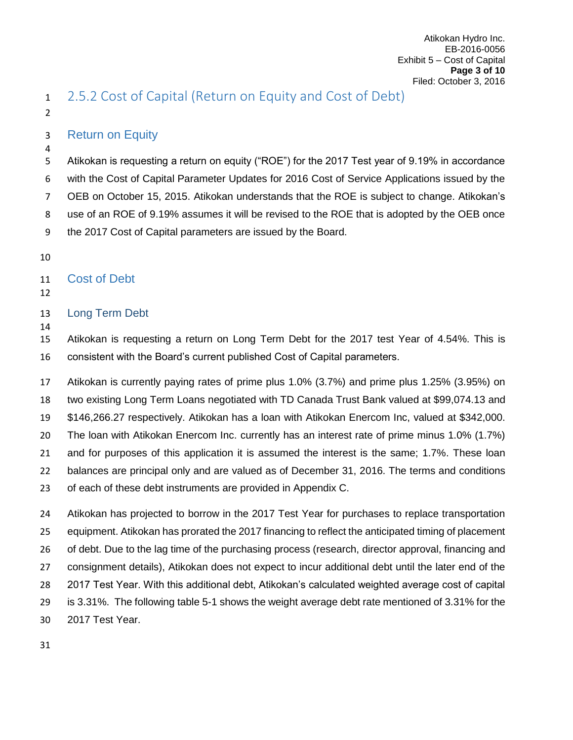## 2.5.2 Cost of Capital (Return on Equity and Cost of Debt)

### Return on Equity

Atikokan is requesting a return on equity ("ROE") for the 2017 Test year of 9.19% in accordance with the Cost of Capital Parameter Updates for 2016 Cost of Service Applications issued by the OEB on October 15, 2015. Atikokan understands that the ROE is subject to change. Atikokan's use of an ROE of 9.19% assumes it will be revised to the ROE that is adopted by the OEB once the 2017 Cost of Capital parameters are issued by the Board.

### Cost of Debt

#### Long Term Debt

Atikokan is requesting a return on Long Term Debt for the 2017 test Year of 4.54%. This is consistent with the Board's current published Cost of Capital parameters.

Atikokan is currently paying rates of prime plus 1.0% (3.7%) and prime plus 1.25% (3.95%) on two existing Long Term Loans negotiated with TD Canada Trust Bank valued at $99,074.13 and $146,266.27 respectively. Atikokan has a loan with Atikokan Enercom Inc, valued at $342,000. The loan with Atikokan Enercom Inc. currently has an interest rate of prime minus 1.0% (1.7%) and for purposes of this application it is assumed the interest is the same; 1.7%. These loan balances are principal only and are valued as of December 31, 2016. The terms and conditions of each of these debt instruments are provided in Appendix C.

Atikokan has projected to borrow in the 2017 Test Year for purchases to replace transportation equipment. Atikokan has prorated the 2017 financing to reflect the anticipated timing of placement of debt. Due to the lag time of the purchasing process (research, director approval, financing and consignment details), Atikokan does not expect to incur additional debt until the later end of the 2017 Test Year. With this additional debt, Atikokan's calculated weighted average cost of capital is 3.31%. The following table 5-1 shows the weight average debt rate mentioned of 3.31% for the 2017 Test Year.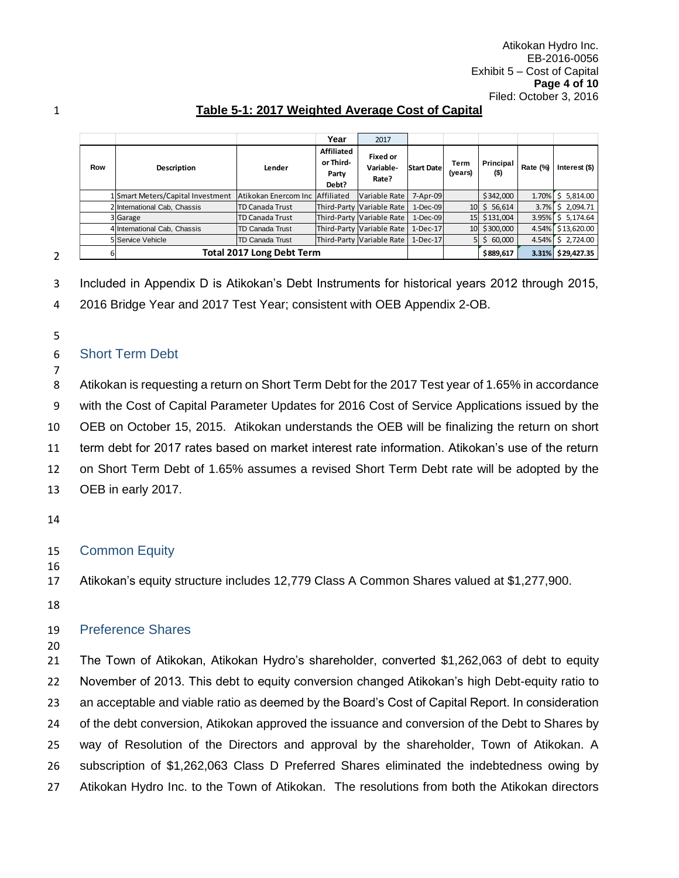**Table 5-1: 2017 Weighted Average Cost of Capital**

| Row | Description | Lender | Affiliated or Third-Party Debt? | Fixed or Variable-Rate? | Start Date | Term (years) | Principal ($) | Rate (%) | Interest ($) |
|---|---|---|---|---|---|---|---|---|---|
| | | | Year | 2017 | | | | | |
| 1 | Smart Meters/Capital Investment | Atikokan Enercom Inc | Affiliated | Variable Rate | 7-Apr-09 | | $342,000 | 1.70% | $ 5,814.00 |
| 2 | International Cab, Chassis | TD Canada Trust | Third-Party | Variable Rate | 1-Dec-09 | 10 | $ 56,614 | 3.7% | $ 2,094.71 |
| 3 | Garage | TD Canada Trust | Third-Party | Variable Rate | 1-Dec-09 | 15 | $131,004 | 3.95% | $ 5,174.64 |
| 4 | International Cab, Chassis | TD Canada Trust | Third-Party | Variable Rate | 1-Dec-17 | 10 | $300,000 | 4.54% | $13,620.00 |
| 5 | Service Vehicle | TD Canada Trust | Third-Party | Variable Rate | 1-Dec-17 | 5 | $ 60,000 | 4.54% | $ 2,724.00 |
| 6 | **Total 2017 Long Debt Term** | | | | | | **$889,617** | **3.31%** | **$29,427.35** |

Included in Appendix D is Atikokan's Debt Instruments for historical years 2012 through 2015, 2016 Bridge Year and 2017 Test Year; consistent with OEB Appendix 2-OB.

## Short Term Debt

Atikokan is requesting a return on Short Term Debt for the 2017 Test year of 1.65% in accordance with the Cost of Capital Parameter Updates for 2016 Cost of Service Applications issued by the OEB on October 15, 2015. Atikokan understands the OEB will be finalizing the return on short term debt for 2017 rates based on market interest rate information. Atikokan's use of the return on Short Term Debt of 1.65% assumes a revised Short Term Debt rate will be adopted by the OEB in early 2017.

## Common Equity

Atikokan's equity structure includes 12,779 Class A Common Shares valued at $1,277,900.

## Preference Shares

The Town of Atikokan, Atikokan Hydro's shareholder, converted $1,262,063 of debt to equity November of 2013. This debt to equity conversion changed Atikokan's high Debt-equity ratio to an acceptable and viable ratio as deemed by the Board's Cost of Capital Report. In consideration of the debt conversion, Atikokan approved the issuance and conversion of the Debt to Shares by way of Resolution of the Directors and approval by the shareholder, Town of Atikokan. A subscription of $1,262,063 Class D Preferred Shares eliminated the indebtedness owing by Atikokan Hydro Inc. to the Town of Atikokan. The resolutions from both the Atikokan directors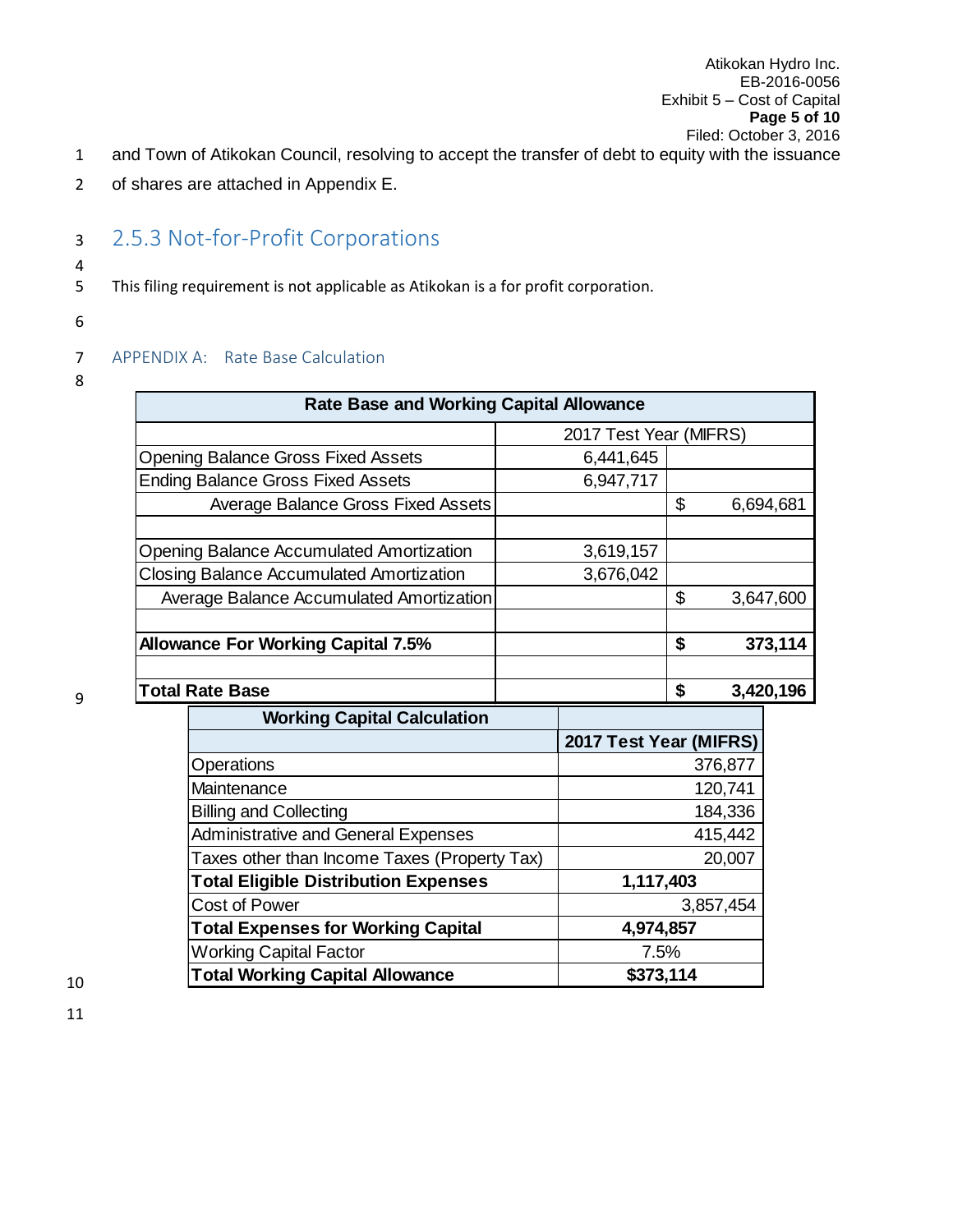and Town of Atikokan Council, resolving to accept the transfer of debt to equity with the issuance of shares are attached in Appendix E.

### 2.5.3 Not-for-Profit Corporations

This filing requirement is not applicable as Atikokan is a for profit corporation.

#### APPENDIX A: Rate Base Calculation

| Rate Base and Working Capital Allowance | | |
|---|---|---|
| | 2017 Test Year (MIFRS) | |
| Opening Balance Gross Fixed Assets | 6,441,645 | |
| Ending Balance Gross Fixed Assets | 6,947,717 | |
| Average Balance Gross Fixed Assets | | $ 6,694,681 |
| | | |
| Opening Balance Accumulated Amortization | 3,619,157 | |
| Closing Balance Accumulated Amortization | 3,676,042 | |
| Average Balance Accumulated Amortization | | $ 3,647,600 |
| | | |
| **Allowance For Working Capital 7.5%** | | **$ 373,114** |
| | | |
| **Total Rate Base** | | **$ 3,420,196** |

| Working Capital Calculation | |
|---|---|
| | **2017 Test Year (MIFRS)** |
| Operations | 376,877 |
| Maintenance | 120,741 |
| Billing and Collecting | 184,336 |
| Administrative and General Expenses | 415,442 |
| Taxes other than Income Taxes (Property Tax) | 20,007 |
| **Total Eligible Distribution Expenses** | **1,117,403** |
| Cost of Power | 3,857,454 |
| **Total Expenses for Working Capital** | **4,974,857** |
| Working Capital Factor | 7.5% |
| **Total Working Capital Allowance** | **$373,114** |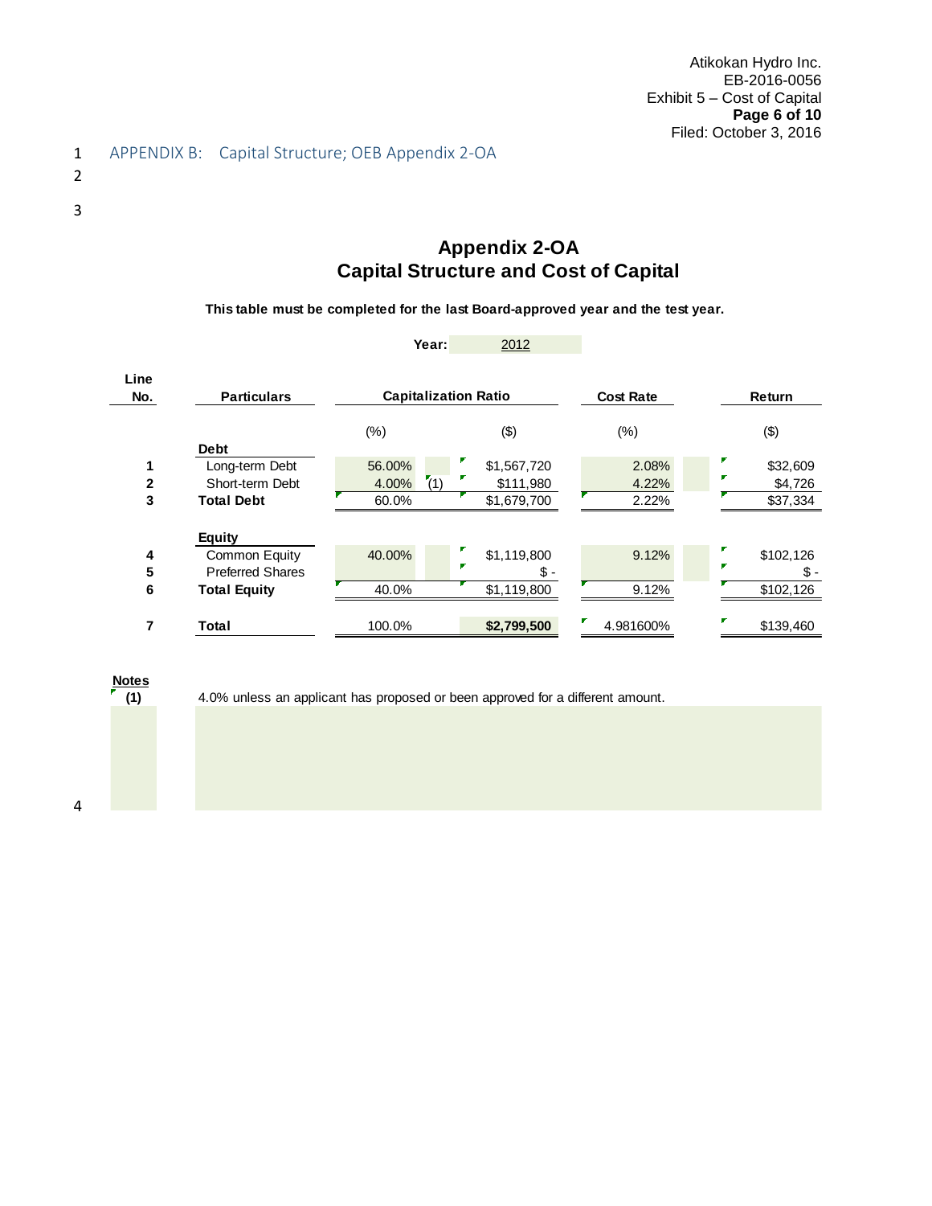## APPENDIX B: Capital Structure; OEB Appendix 2-OA

# Appendix 2-OA
# Capital Structure and Cost of Capital

**This table must be completed for the last Board-approved year and the test year.**

**Year:** 2012

| Line No. | Particulars | Capitalization Ratio | | Cost Rate | Return |
|---|---|---|---|---|---|
| | | (%) | ($) | (%) | ($) |
| | **Debt** | | | | |
| 1 | Long-term Debt | 56.00% | $1,567,720 | 2.08% | $32,609 |
| 2 | Short-term Debt | 4.00% (1) | $111,980 | 4.22% | $4,726 |
| 3 | **Total Debt** | 60.0% | $1,679,700 | 2.22% | $37,334 |
| | **Equity** | | | | |
| 4 | Common Equity | 40.00% | $1,119,800 | 9.12% | $102,126 |
| 5 | Preferred Shares | | $ - | | $ - |
| 6 | **Total Equity** | 40.0% | $1,119,800 | 9.12% | $102,126 |
| 7 | **Total** | 100.0% | **$2,799,500** | 4.981600% | $139,460 |

**Notes**

(1) 4.0% unless an applicant has proposed or been approved for a different amount.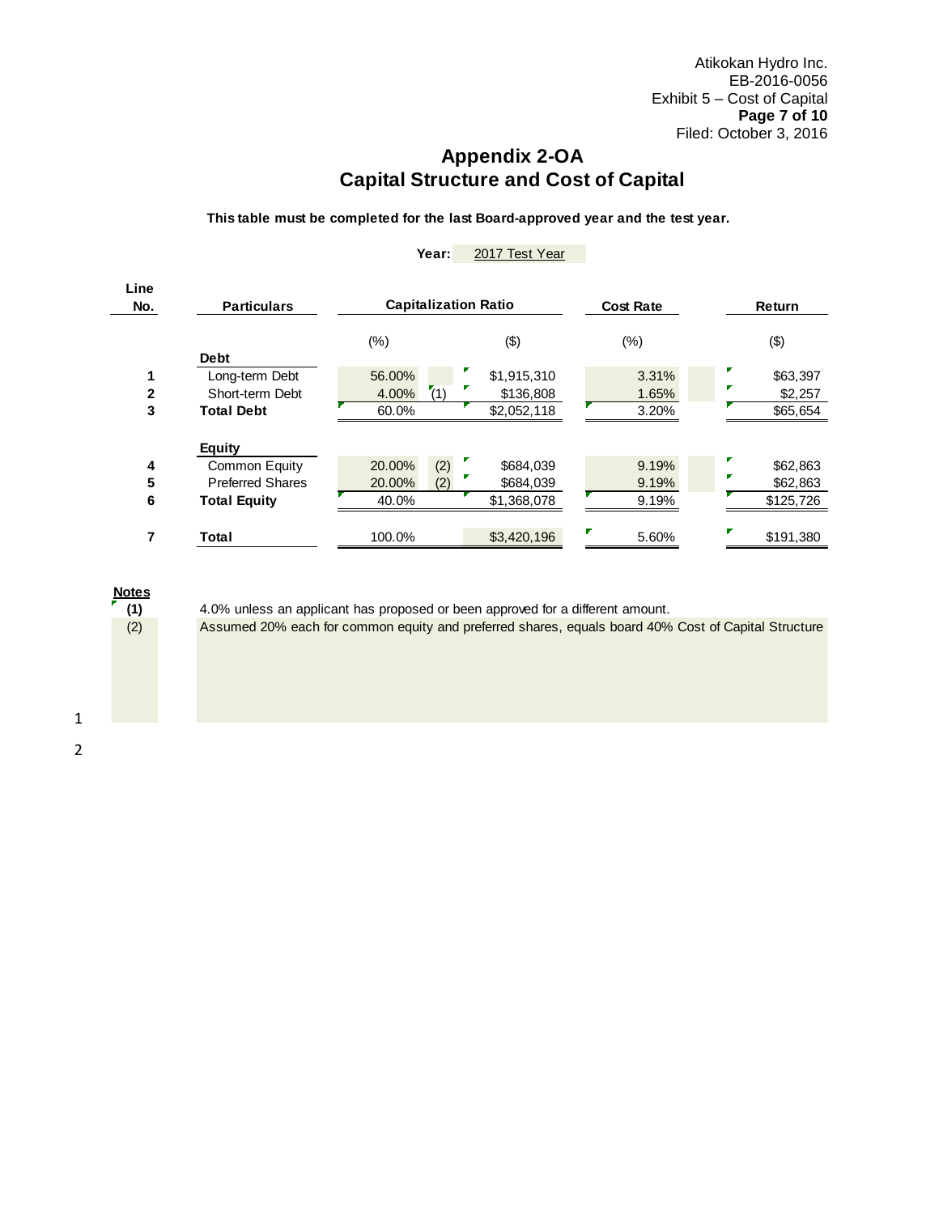# Appendix 2-OA
## Capital Structure and Cost of Capital

**This table must be completed for the last Board-approved year and the test year.**

**Year:** 2017 Test Year

| Line No. | Particulars | Capitalization Ratio (%) | | Capitalization Ratio ($) | Cost Rate (%) | Return ($) |
|---|---|---|---|---|---|---|
| | **Debt** | | | | | |
| 1 | Long-term Debt | 56.00% | | $1,915,310 | 3.31% | $63,397 |
| 2 | Short-term Debt | 4.00% | (1) | $136,808 | 1.65% | $2,257 |
| 3 | **Total Debt** | 60.0% | | $2,052,118 | 3.20% | $65,654 |
| | **Equity** | | | | | |
| 4 | Common Equity | 20.00% | (2) | $684,039 | 9.19% | $62,863 |
| 5 | Preferred Shares | 20.00% | (2) | $684,039 | 9.19% | $62,863 |
| 6 | **Total Equity** | 40.0% | | $1,368,078 | 9.19% | $125,726 |
| 7 | **Total** | 100.0% | | $3,420,196 | 5.60% | $191,380 |

**Notes**

**(1)** 4.0% unless an applicant has proposed or been approved for a different amount.

(2) Assumed 20% each for common equity and preferred shares, equals board 40% Cost of Capital Structure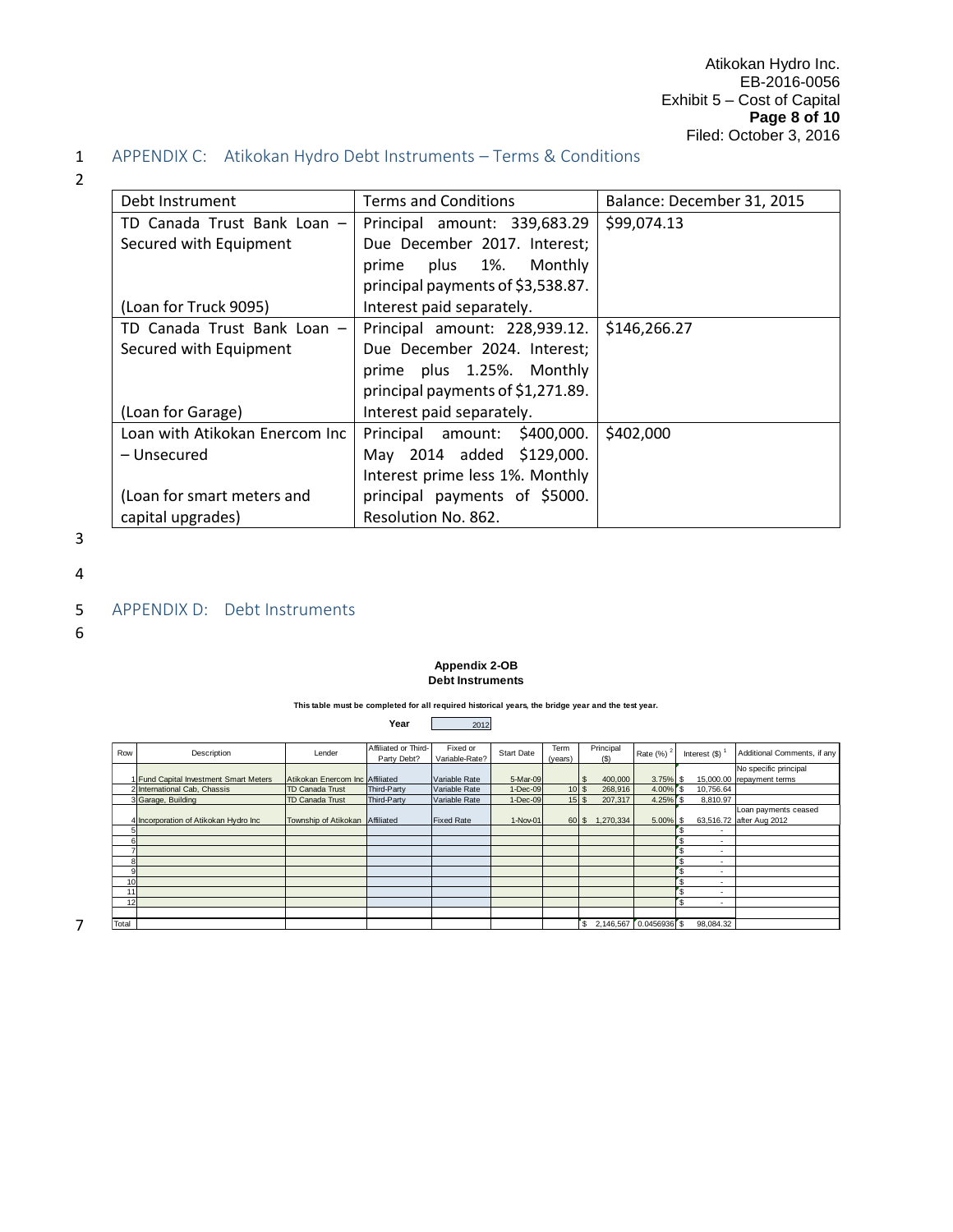## APPENDIX C: Atikokan Hydro Debt Instruments – Terms & Conditions

| Debt Instrument | Terms and Conditions | Balance: December 31, 2015 |
|---|---|---|
| TD Canada Trust Bank Loan – Secured with Equipment<br><br>(Loan for Truck 9095) | Principal amount: 339,683.29 Due December 2017. Interest; prime plus 1%. Monthly principal payments of $3,538.87. Interest paid separately. | $99,074.13 |
| TD Canada Trust Bank Loan – Secured with Equipment<br><br>(Loan for Garage) | Principal amount: 228,939.12. Due December 2024. Interest; prime plus 1.25%. Monthly principal payments of $1,271.89. Interest paid separately. | $146,266.27 |
| Loan with Atikokan Enercom Inc – Unsecured<br><br>(Loan for smart meters and capital upgrades) | Principal amount: $400,000. May 2014 added $129,000. Interest prime less 1%. Monthly principal payments of $5000. Resolution No. 862. | $402,000 |

## APPENDIX D: Debt Instruments

**Appendix 2-OB**
**Debt Instruments**

**This table must be completed for all required historical years, the bridge year and the test year.**

**Year** 2012

| Row | Description | Lender | Affiliated or Third-Party Debt? | Fixed or Variable-Rate? | Start Date | Term (years) | Principal ($) | Rate (%) [2] | Interest ($) [1] | Additional Comments, if any |
|---|---|---|---|---|---|---|---|---|---|---|
| 1 | Fund Capital Investment Smart Meters | Atikokan Enercom Inc | Affiliated | Variable Rate | 5-Mar-09 | | $ 400,000 | 3.75% | $ 15,000.00 | No specific principal repayment terms |
| 2 | International Cab, Chassis | TD Canada Trust | Third-Party | Variable Rate | 1-Dec-09 | 10 | $ 268,916 | 4.00% | $ 10,756.64 | |
| 3 | Garage, Building | TD Canada Trust | Third-Party | Variable Rate | 1-Dec-09 | 15 | $ 207,317 | 4.25% | $ 8,810.97 | |
| 4 | Incorporation of Atikokan Hydro Inc | Township of Atikokan | Affiliated | Fixed Rate | 1-Nov-01 | 60 | $ 1,270,334 | 5.00% | $ 63,516.72 | Loan payments ceased after Aug 2012 |
| 5 | | | | | | | | | $ - | |
| 6 | | | | | | | | | $ - | |
| 7 | | | | | | | | | $ - | |
| 8 | | | | | | | | | $ - | |
| 9 | | | | | | | | | $ - | |
| 10 | | | | | | | | | $ - | |
| 11 | | | | | | | | | $ - | |
| 12 | | | | | | | | | $ - | |
| Total | | | | | | | $ 2,146,567 | 0.0456936 | $ 98,084.32 | |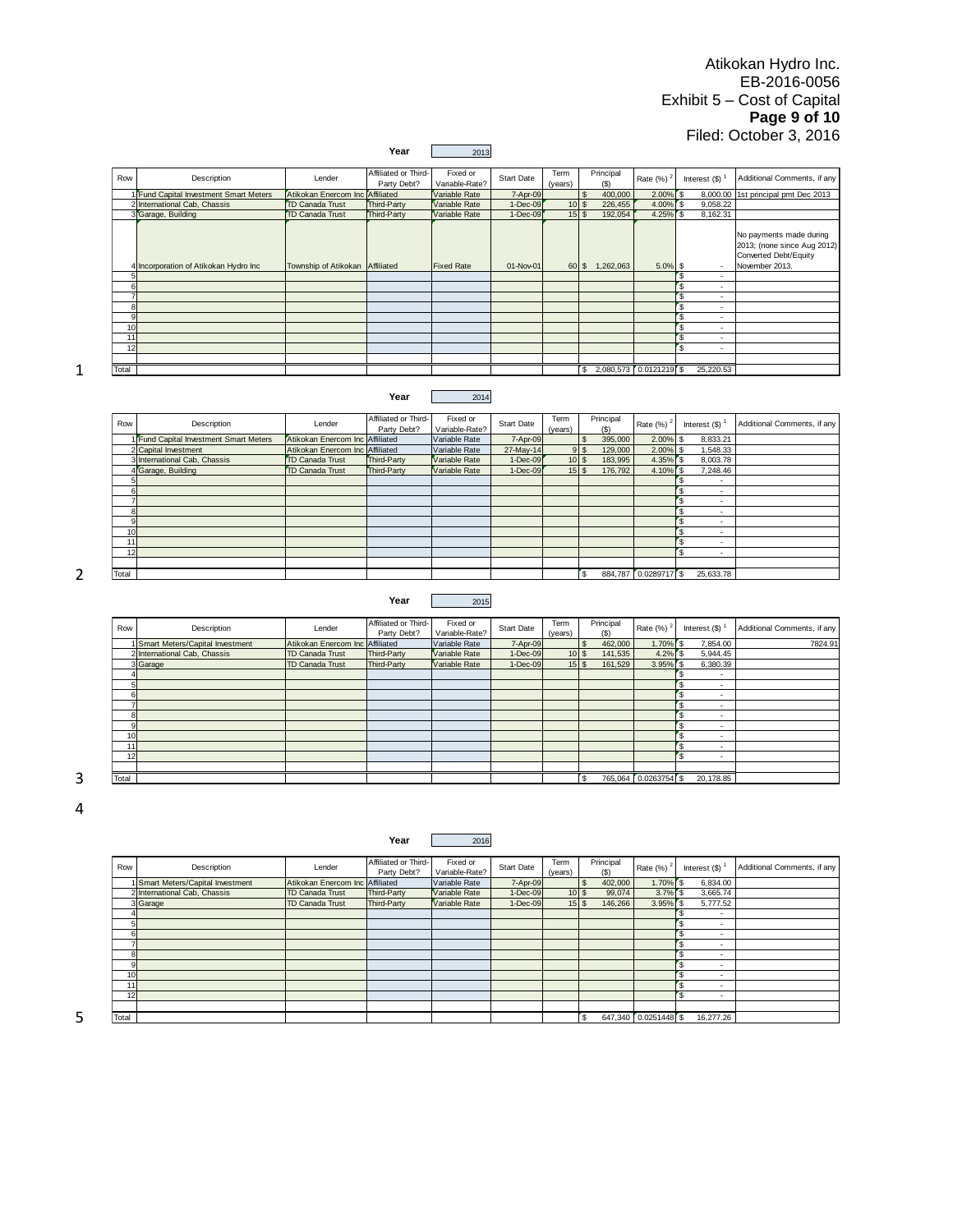Atikokan Hydro Inc.
EB-2016-0056
Exhibit 5 – Cost of Capital
**Page 9 of 10**
Filed: October 3, 2016

**Year** 2013

| Row | Description | Lender | Affiliated or Third-Party Debt? | Fixed or Variable-Rate? | Start Date | Term (years) | Principal ($) | Rate (%) [2] | Interest ($) [1] | Additional Comments, if any |
|---|---|---|---|---|---|---|---|---|---|---|
| 1 | Fund Capital Investment Smart Meters | Atikokan Enercom Inc | Affiliated | Variable Rate | 7-Apr-09 | | $ 400,000 | 2.00% | $ 8,000.00 | 1st principal pmt Dec 2013 |
| 2 | International Cab, Chassis | TD Canada Trust | Third-Party | Variable Rate | 1-Dec-09 | 10 | $ 226,455 | 4.00% | $ 9,058.22 | |
| 3 | Garage, Building | TD Canada Trust | Third-Party | Variable Rate | 1-Dec-09 | 15 | $ 192,054 | 4.25% | $ 8,162.31 | |
| 4 | Incorporation of Atikokan Hydro Inc | Township of Atikokan | Affiliated | Fixed Rate | 01-Nov-01 | 60 | $ 1,262,063 | 5.0% | $ - | No payments made during 2013; (none since Aug 2012) Converted Debt/Equity November 2013. |
| 5 | | | | | | | | | $ - | |
| 6 | | | | | | | | | $ - | |
| 7 | | | | | | | | | $ - | |
| 8 | | | | | | | | | $ - | |
| 9 | | | | | | | | | $ - | |
| 10 | | | | | | | | | $ - | |
| 11 | | | | | | | | | $ - | |
| 12 | | | | | | | | | $ - | |
| Total | | | | | | | $ 2,080,573 | 0.0121219 | $ 25,220.53 | |

**Year** 2014

| Row | Description | Lender | Affiliated or Third-Party Debt? | Fixed or Variable-Rate? | Start Date | Term (years) | Principal ($) | Rate (%) [2] | Interest ($) [1] | Additional Comments, if any |
|---|---|---|---|---|---|---|---|---|---|---|
| 1 | Fund Capital Investment Smart Meters | Atikokan Enercom Inc | Affiliated | Variable Rate | 7-Apr-09 | | $ 395,000 | 2.00% | $ 8,833.21 | |
| 2 | Capital Investment | Atikokan Enercom Inc | Affiliated | Variable Rate | 27-May-14 | 9 | $ 129,000 | 2.00% | $ 1,548.33 | |
| 3 | International Cab, Chassis | TD Canada Trust | Third-Party | Variable Rate | 1-Dec-09 | 10 | $ 183,995 | 4.35% | $ 8,003.78 | |
| 4 | Garage, Building | TD Canada Trust | Third-Party | Variable Rate | 1-Dec-09 | 15 | $ 176,792 | 4.10% | $ 7,248.46 | |
| 5 | | | | | | | | | $ - | |
| 6 | | | | | | | | | $ - | |
| 7 | | | | | | | | | $ - | |
| 8 | | | | | | | | | $ - | |
| 9 | | | | | | | | | $ - | |
| 10 | | | | | | | | | $ - | |
| 11 | | | | | | | | | $ - | |
| 12 | | | | | | | | | $ - | |
| Total | | | | | | | $ 884,787 | 0.0289717 | $ 25,633.78 | |

**Year** 2015

| Row | Description | Lender | Affiliated or Third-Party Debt? | Fixed or Variable-Rate? | Start Date | Term (years) | Principal ($) | Rate (%) [2] | Interest ($) [1] | Additional Comments, if any |
|---|---|---|---|---|---|---|---|---|---|---|
| 1 | Smart Meters/Capital Investment | Atikokan Enercom Inc | Affiliated | Variable Rate | 7-Apr-09 | | $ 462,000 | 1.70% | $ 7,854.00 | 7824.91 |
| 2 | International Cab, Chassis | TD Canada Trust | Third-Party | Variable Rate | 1-Dec-09 | 10 | $ 141,535 | 4.2% | $ 5,944.45 | |
| 3 | Garage | TD Canada Trust | Third-Party | Variable Rate | 1-Dec-09 | 15 | $ 161,529 | 3.95% | $ 6,380.39 | |
| 4 | | | | | | | | | $ - | |
| 5 | | | | | | | | | $ - | |
| 6 | | | | | | | | | $ - | |
| 7 | | | | | | | | | $ - | |
| 8 | | | | | | | | | $ - | |
| 9 | | | | | | | | | $ - | |
| 10 | | | | | | | | | $ - | |
| 11 | | | | | | | | | $ - | |
| 12 | | | | | | | | | $ - | |
| Total | | | | | | | $ 765,064 | 0.0263754 | $ 20,178.85 | |

**Year** 2016

| Row | Description | Lender | Affiliated or Third-Party Debt? | Fixed or Variable-Rate? | Start Date | Term (years) | Principal ($) | Rate (%) [2] | Interest ($) [1] | Additional Comments, if any |
|---|---|---|---|---|---|---|---|---|---|---|
| 1 | Smart Meters/Capital Investment | Atikokan Enercom Inc | Affiliated | Variable Rate | 7-Apr-09 | | $ 402,000 | 1.70% | $ 6,834.00 | |
| 2 | International Cab, Chassis | TD Canada Trust | Third-Party | Variable Rate | 1-Dec-09 | 10 | $ 99,074 | 3.7% | $ 3,665.74 | |
| 3 | Garage | TD Canada Trust | Third-Party | Variable Rate | 1-Dec-09 | 15 | $ 146,266 | 3.95% | $ 5,777.52 | |
| 4 | | | | | | | | | $ - | |
| 5 | | | | | | | | | $ - | |
| 6 | | | | | | | | | $ - | |
| 7 | | | | | | | | | $ - | |
| 8 | | | | | | | | | $ - | |
| 9 | | | | | | | | | $ - | |
| 10 | | | | | | | | | $ - | |
| 11 | | | | | | | | | $ - | |
| 12 | | | | | | | | | $ - | |
| Total | | | | | | | $ 647,340 | 0.0251448 | $ 16,277.26 | |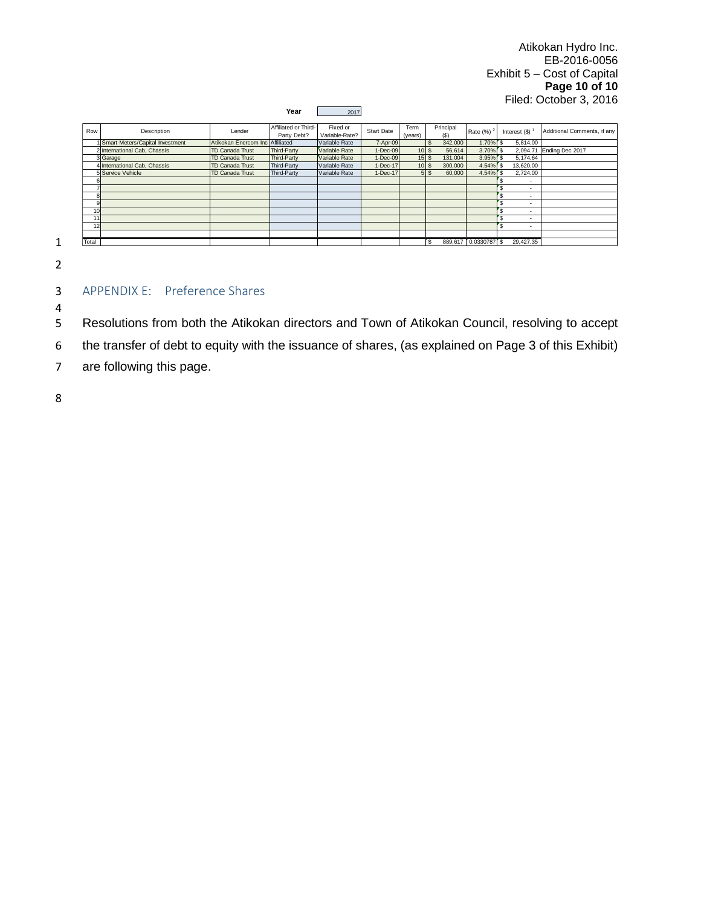**Year** 2017

| Row | Description | Lender | Affiliated or Third-Party Debt? | Fixed or Variable-Rate? | Start Date | Term (years) | Principal ($) | Rate (%) [2] | Interest ($) [1] | Additional Comments, if any |
|---|---|---|---|---|---|---|---|---|---|---|
| 1 | Smart Meters/Capital Investment | Atikokan Enercom Inc | Affiliated | Variable Rate | 7-Apr-09 | | $ 342,000 | 1.70% | $ 5,814.00 | |
| 2 | International Cab, Chassis | TD Canada Trust | Third-Party | Variable Rate | 1-Dec-09 | 10 | $ 56,614 | 3.70% | $ 2,094.71 | Ending Dec 2017 |
| 3 | Garage | TD Canada Trust | Third-Party | Variable Rate | 1-Dec-09 | 15 | $ 131,004 | 3.95% | $ 5,174.64 | |
| 4 | International Cab, Chassis | TD Canada Trust | Third-Party | Variable Rate | 1-Dec-17 | 10 | $ 300,000 | 4.54% | $ 13,620.00 | |
| 5 | Service Vehicle | TD Canada Trust | Third-Party | Variable Rate | 1-Dec-17 | 5 | $ 60,000 | 4.54% | $ 2,724.00 | |
| 6 | | | | | | | | | $ - | |
| 7 | | | | | | | | | $ - | |
| 8 | | | | | | | | | $ - | |
| 9 | | | | | | | | | $ - | |
| 10 | | | | | | | | | $ - | |
| 11 | | | | | | | | | $ - | |
| 12 | | | | | | | | | $ - | |
| | | | | | | | | | | |
| Total | | | | | | | $ 889,617 | 0.0330787 | $ 29,427.35 | |

## APPENDIX E: Preference Shares

Resolutions from both the Atikokan directors and Town of Atikokan Council, resolving to accept the transfer of debt to equity with the issuance of shares, (as explained on Page 3 of this Exhibit) are following this page.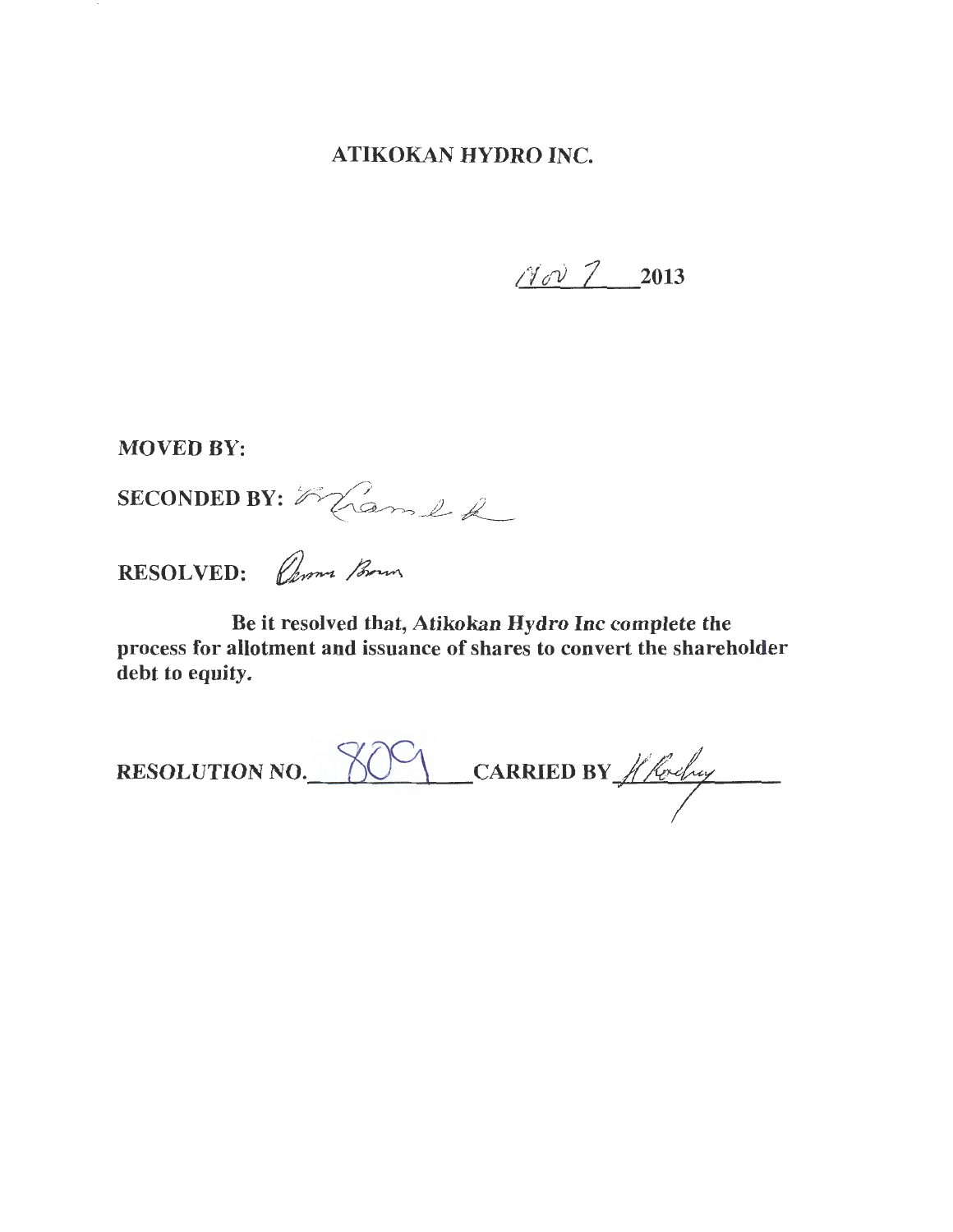# ATIKOKAN HYDRO INC.

Nov 7 2013

**MOVED BY:**

**SECONDED BY:** [signature]

**RESOLVED:** [signature]

**Be it resolved that, Atikokan Hydro Inc complete the process for allotment and issuance of shares to convert the shareholder debt to equity.**

**RESOLUTION NO.** 809 **CARRIED BY** [signature]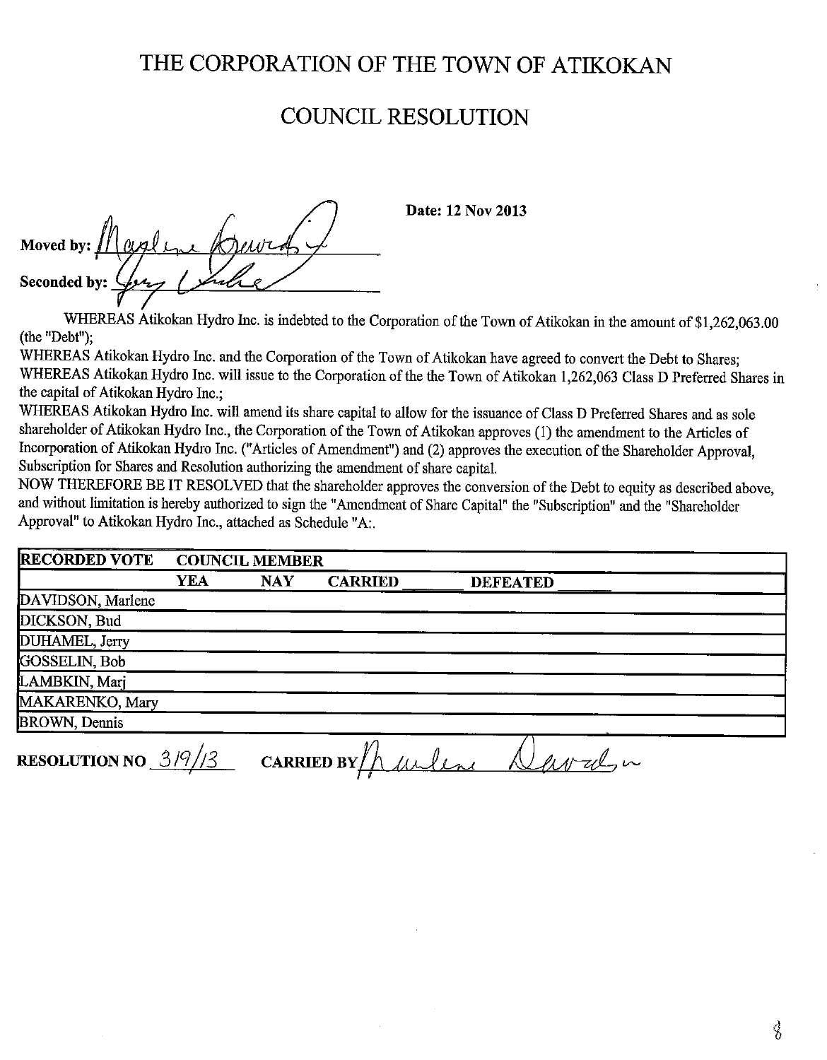# THE CORPORATION OF THE TOWN OF ATIKOKAN

## COUNCIL RESOLUTION

**Date: 12 Nov 2013**

**Moved by:** Marlene Davidson

**Seconded by:** Jerry Duhamel

WHEREAS Atikokan Hydro Inc. is indebted to the Corporation of the Town of Atikokan in the amount of $1,262,063.00 (the "Debt");

WHEREAS Atikokan Hydro Inc. and the Corporation of the Town of Atikokan have agreed to convert the Debt to Shares;

WHEREAS Atikokan Hydro Inc. will issue to the Corporation of the the Town of Atikokan 1,262,063 Class D Preferred Shares in the capital of Atikokan Hydro Inc.;

WHEREAS Atikokan Hydro Inc. will amend its share capital to allow for the issuance of Class D Preferred Shares and as sole shareholder of Atikokan Hydro Inc., the Corporation of the Town of Atikokan approves (1) the amendment to the Articles of Incorporation of Atikokan Hydro Inc. ("Articles of Amendment") and (2) approves the execution of the Shareholder Approval, Subscription for Shares and Resolution authorizing the amendment of share capital.

NOW THEREFORE BE IT RESOLVED that the shareholder approves the conversion of the Debt to equity as described above, and without limitation is hereby authorized to sign the "Amendment of Share Capital" the "Subscription" and the "Shareholder Approval" to Atikokan Hydro Inc., attached as Schedule "A:.

| **RECORDED VOTE** | **COUNCIL MEMBER** | | | |
|---|---|---|---|---|
| | **YEA** | **NAY** | **CARRIED** | **DEFEATED** |
| DAVIDSON, Marlene | | | | |
| DICKSON, Bud | | | | |
| DUHAMEL, Jerry | | | | |
| GOSSELIN, Bob | | | | |
| LAMBKIN, Marj | | | | |
| MAKARENKO, Mary | | | | |
| BROWN, Dennis | | | | |

**RESOLUTION NO** 319/13 **CARRIED BY** Marlene Davidson